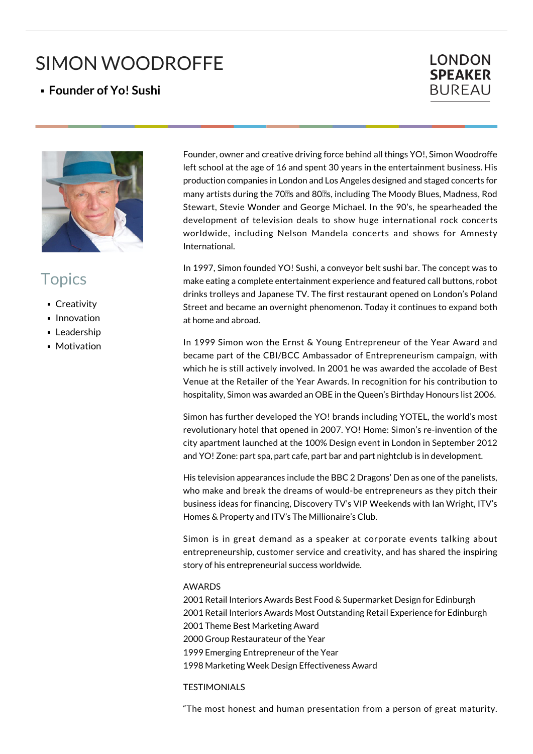# SIMON WOODROFFE

- **Founder of Yo! Sushi**

LONDON **SPEAKER** BUREAU

## Topics

- Creativity
- Innovation
- Leadership
- Motivation

Founder, owner and creative driving force behind all things YO!, Simon Woodroffe left school at the age of 16 and spent 30 years in the entertainment business. His production companies in London and Los Angeles designed and staged concerts for many artists during the 70�s and 80�s, including The Moody Blues, Madness, Rod Stewart, Stevie Wonder and George Michael. In the 90's, he spearheaded the development of television deals to show huge international rock concerts worldwide, including Nelson Mandela concerts and shows for Amnesty International.

In 1997, Simon founded YO! Sushi, a conveyor belt sushi bar. The concept was to make eating a complete entertainment experience and featured call buttons, robot drinks trolleys and Japanese TV. The first restaurant opened on London's Poland Street and became an overnight phenomenon. Today it continues to expand both at home and abroad.

In 1999 Simon won the Ernst & Young Entrepreneur of the Year Award and became part of the CBI/BCC Ambassador of Entrepreneurism campaign, with which he is still actively involved. In 2001 he was awarded the accolade of Best Venue at the Retailer of the Year Awards. In recognition for his contribution to hospitality, Simon was awarded an OBE in the Queen's Birthday Honours list 2006.

Simon has further developed the YO! brands including YOTEL, the world's most revolutionary hotel that opened in 2007. YO! Home: Simon's re-invention of the city apartment launched at the 100% Design event in London in September 2012 and YO! Zone: part spa, part cafe, part bar and part nightclub is in development.

His television appearances include the BBC 2 Dragons' Den as one of the panelists, who make and break the dreams of would-be entrepreneurs as they pitch their business ideas for financing, Discovery TV's VIP Weekends with Ian Wright, ITV's Homes & Property and ITV's The Millionaire's Club.

Simon is in great demand as a speaker at corporate events talking about entrepreneurship, customer service and creativity, and has shared the inspiring story of his entrepreneurial success worldwide.

AWARDS
2001 Retail Interiors Awards Best Food & Supermarket Design for Edinburgh
2001 Retail Interiors Awards Most Outstanding Retail Experience for Edinburgh
2001 Theme Best Marketing Award
2000 Group Restaurateur of the Year
1999 Emerging Entrepreneur of the Year
1998 Marketing Week Design Effectiveness Award

TESTIMONIALS

"The most honest and human presentation from a person of great maturity.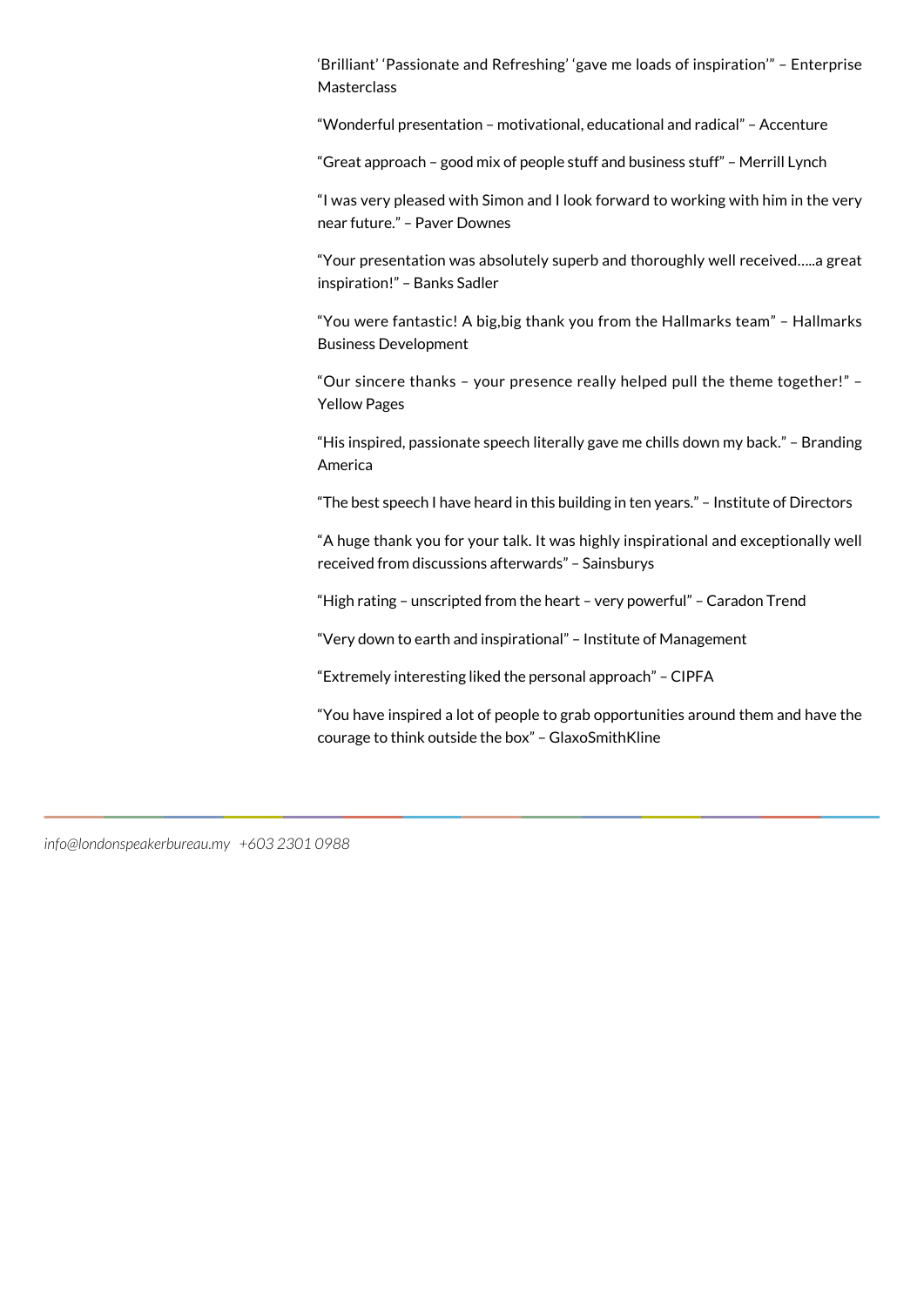'Brilliant' 'Passionate and Refreshing' 'gave me loads of inspiration'" – Enterprise Masterclass

"Wonderful presentation – motivational, educational and radical" – Accenture

"Great approach – good mix of people stuff and business stuff" – Merrill Lynch

"I was very pleased with Simon and I look forward to working with him in the very near future." – Paver Downes

"Your presentation was absolutely superb and thoroughly well received…..a great inspiration!" – Banks Sadler

"You were fantastic! A big,big thank you from the Hallmarks team" – Hallmarks Business Development

"Our sincere thanks – your presence really helped pull the theme together!" – Yellow Pages

"His inspired, passionate speech literally gave me chills down my back." – Branding America

"The best speech I have heard in this building in ten years." – Institute of Directors

"A huge thank you for your talk. It was highly inspirational and exceptionally well received from discussions afterwards" – Sainsburys

"High rating – unscripted from the heart – very powerful" – Caradon Trend

"Very down to earth and inspirational" – Institute of Management

"Extremely interesting liked the personal approach" – CIPFA

"You have inspired a lot of people to grab opportunities around them and have the courage to think outside the box" – GlaxoSmithKline

*info@londonspeakerbureau.my   +603 2301 0988*